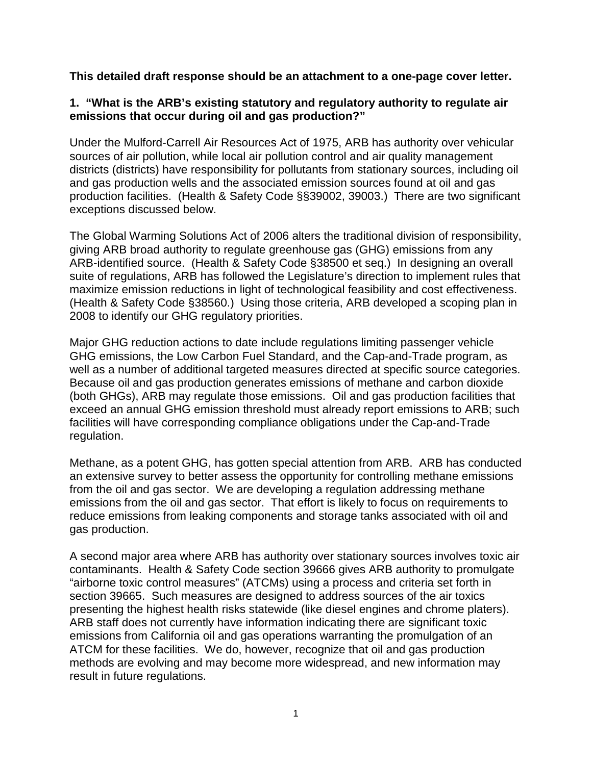**This detailed draft response should be an attachment to a one-page cover letter.**

**1. "What is the ARB's existing statutory and regulatory authority to regulate air emissions that occur during oil and gas production?"**

Under the Mulford-Carrell Air Resources Act of 1975, ARB has authority over vehicular sources of air pollution, while local air pollution control and air quality management districts (districts) have responsibility for pollutants from stationary sources, including oil and gas production wells and the associated emission sources found at oil and gas production facilities. (Health & Safety Code §§39002, 39003.) There are two significant exceptions discussed below.

The Global Warming Solutions Act of 2006 alters the traditional division of responsibility, giving ARB broad authority to regulate greenhouse gas (GHG) emissions from any ARB-identified source. (Health & Safety Code §38500 et seq.) In designing an overall suite of regulations, ARB has followed the Legislature's direction to implement rules that maximize emission reductions in light of technological feasibility and cost effectiveness. (Health & Safety Code §38560.) Using those criteria, ARB developed a scoping plan in 2008 to identify our GHG regulatory priorities.

Major GHG reduction actions to date include regulations limiting passenger vehicle GHG emissions, the Low Carbon Fuel Standard, and the Cap-and-Trade program, as well as a number of additional targeted measures directed at specific source categories. Because oil and gas production generates emissions of methane and carbon dioxide (both GHGs), ARB may regulate those emissions. Oil and gas production facilities that exceed an annual GHG emission threshold must already report emissions to ARB; such facilities will have corresponding compliance obligations under the Cap-and-Trade regulation.

Methane, as a potent GHG, has gotten special attention from ARB. ARB has conducted an extensive survey to better assess the opportunity for controlling methane emissions from the oil and gas sector. We are developing a regulation addressing methane emissions from the oil and gas sector. That effort is likely to focus on requirements to reduce emissions from leaking components and storage tanks associated with oil and gas production.

A second major area where ARB has authority over stationary sources involves toxic air contaminants. Health & Safety Code section 39666 gives ARB authority to promulgate "airborne toxic control measures" (ATCMs) using a process and criteria set forth in section 39665. Such measures are designed to address sources of the air toxics presenting the highest health risks statewide (like diesel engines and chrome platers). ARB staff does not currently have information indicating there are significant toxic emissions from California oil and gas operations warranting the promulgation of an ATCM for these facilities. We do, however, recognize that oil and gas production methods are evolving and may become more widespread, and new information may result in future regulations.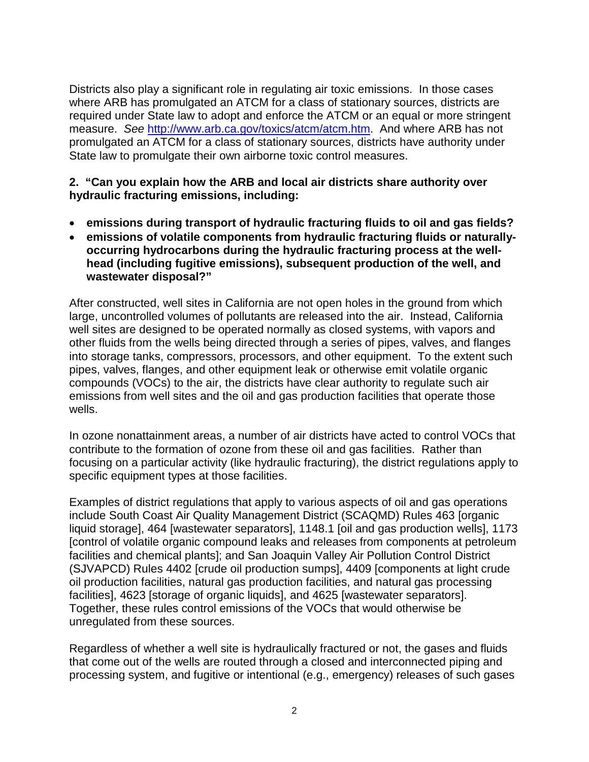Districts also play a significant role in regulating air toxic emissions. In those cases where ARB has promulgated an ATCM for a class of stationary sources, districts are required under State law to adopt and enforce the ATCM or an equal or more stringent measure. *See* [http://www.arb.ca.gov/toxics/atcm/atcm.htm](http://www.arb.ca.gov/toxics/atcm/atcm.htm). And where ARB has not promulgated an ATCM for a class of stationary sources, districts have authority under State law to promulgate their own airborne toxic control measures.

**2. "Can you explain how the ARB and local air districts share authority over hydraulic fracturing emissions, including:**

- **emissions during transport of hydraulic fracturing fluids to oil and gas fields?**
- **emissions of volatile components from hydraulic fracturing fluids or naturally-occurring hydrocarbons during the hydraulic fracturing process at the well-head (including fugitive emissions), subsequent production of the well, and wastewater disposal?"**

After constructed, well sites in California are not open holes in the ground from which large, uncontrolled volumes of pollutants are released into the air. Instead, California well sites are designed to be operated normally as closed systems, with vapors and other fluids from the wells being directed through a series of pipes, valves, and flanges into storage tanks, compressors, processors, and other equipment. To the extent such pipes, valves, flanges, and other equipment leak or otherwise emit volatile organic compounds (VOCs) to the air, the districts have clear authority to regulate such air emissions from well sites and the oil and gas production facilities that operate those wells.

In ozone nonattainment areas, a number of air districts have acted to control VOCs that contribute to the formation of ozone from these oil and gas facilities. Rather than focusing on a particular activity (like hydraulic fracturing), the district regulations apply to specific equipment types at those facilities.

Examples of district regulations that apply to various aspects of oil and gas operations include South Coast Air Quality Management District (SCAQMD) Rules 463 [organic liquid storage], 464 [wastewater separators], 1148.1 [oil and gas production wells], 1173 [control of volatile organic compound leaks and releases from components at petroleum facilities and chemical plants]; and San Joaquin Valley Air Pollution Control District (SJVAPCD) Rules 4402 [crude oil production sumps], 4409 [components at light crude oil production facilities, natural gas production facilities, and natural gas processing facilities], 4623 [storage of organic liquids], and 4625 [wastewater separators]. Together, these rules control emissions of the VOCs that would otherwise be unregulated from these sources.

Regardless of whether a well site is hydraulically fractured or not, the gases and fluids that come out of the wells are routed through a closed and interconnected piping and processing system, and fugitive or intentional (e.g., emergency) releases of such gases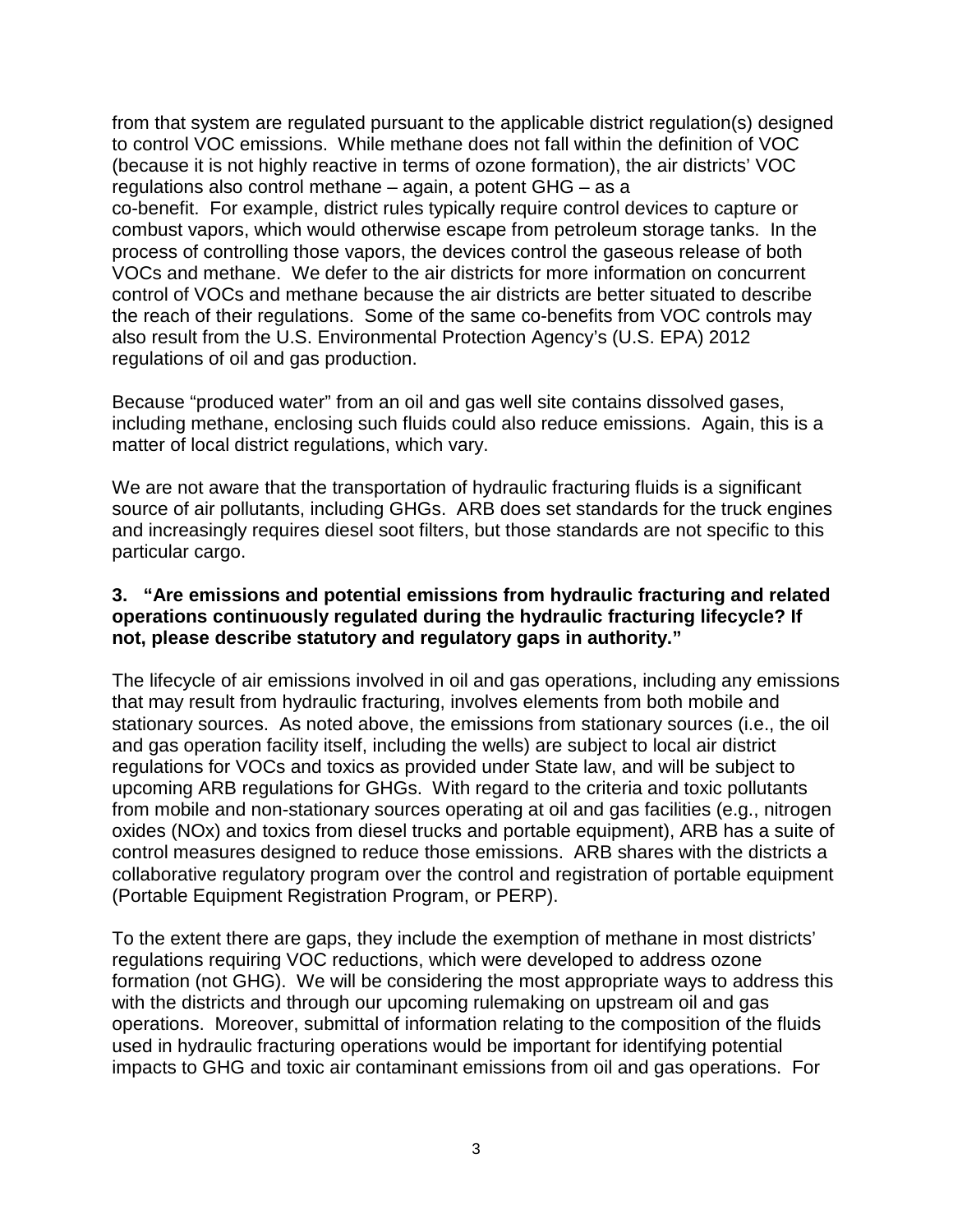from that system are regulated pursuant to the applicable district regulation(s) designed to control VOC emissions. While methane does not fall within the definition of VOC (because it is not highly reactive in terms of ozone formation), the air districts' VOC regulations also control methane – again, a potent GHG – as a co-benefit. For example, district rules typically require control devices to capture or combust vapors, which would otherwise escape from petroleum storage tanks. In the process of controlling those vapors, the devices control the gaseous release of both VOCs and methane. We defer to the air districts for more information on concurrent control of VOCs and methane because the air districts are better situated to describe the reach of their regulations. Some of the same co-benefits from VOC controls may also result from the U.S. Environmental Protection Agency's (U.S. EPA) 2012 regulations of oil and gas production.

Because "produced water" from an oil and gas well site contains dissolved gases, including methane, enclosing such fluids could also reduce emissions. Again, this is a matter of local district regulations, which vary.

We are not aware that the transportation of hydraulic fracturing fluids is a significant source of air pollutants, including GHGs. ARB does set standards for the truck engines and increasingly requires diesel soot filters, but those standards are not specific to this particular cargo.

**3. "Are emissions and potential emissions from hydraulic fracturing and related operations continuously regulated during the hydraulic fracturing lifecycle? If not, please describe statutory and regulatory gaps in authority."**

The lifecycle of air emissions involved in oil and gas operations, including any emissions that may result from hydraulic fracturing, involves elements from both mobile and stationary sources. As noted above, the emissions from stationary sources (i.e., the oil and gas operation facility itself, including the wells) are subject to local air district regulations for VOCs and toxics as provided under State law, and will be subject to upcoming ARB regulations for GHGs. With regard to the criteria and toxic pollutants from mobile and non-stationary sources operating at oil and gas facilities (e.g., nitrogen oxides (NOx) and toxics from diesel trucks and portable equipment), ARB has a suite of control measures designed to reduce those emissions. ARB shares with the districts a collaborative regulatory program over the control and registration of portable equipment (Portable Equipment Registration Program, or PERP).

To the extent there are gaps, they include the exemption of methane in most districts' regulations requiring VOC reductions, which were developed to address ozone formation (not GHG). We will be considering the most appropriate ways to address this with the districts and through our upcoming rulemaking on upstream oil and gas operations. Moreover, submittal of information relating to the composition of the fluids used in hydraulic fracturing operations would be important for identifying potential impacts to GHG and toxic air contaminant emissions from oil and gas operations. For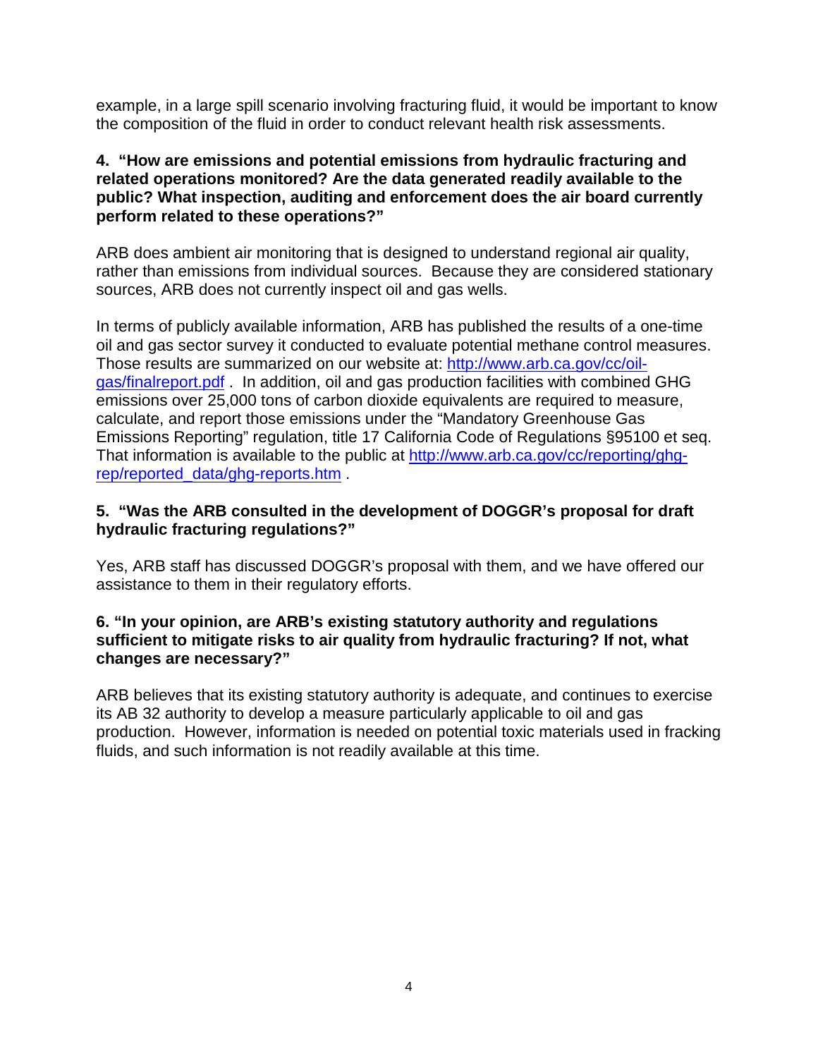example, in a large spill scenario involving fracturing fluid, it would be important to know the composition of the fluid in order to conduct relevant health risk assessments.

**4. "How are emissions and potential emissions from hydraulic fracturing and related operations monitored? Are the data generated readily available to the public? What inspection, auditing and enforcement does the air board currently perform related to these operations?"**

ARB does ambient air monitoring that is designed to understand regional air quality, rather than emissions from individual sources. Because they are considered stationary sources, ARB does not currently inspect oil and gas wells.

In terms of publicly available information, ARB has published the results of a one-time oil and gas sector survey it conducted to evaluate potential methane control measures. Those results are summarized on our website at: [http://www.arb.ca.gov/cc/oil-gas/finalreport.pdf](http://www.arb.ca.gov/cc/oil-gas/finalreport.pdf) . In addition, oil and gas production facilities with combined GHG emissions over 25,000 tons of carbon dioxide equivalents are required to measure, calculate, and report those emissions under the "Mandatory Greenhouse Gas Emissions Reporting" regulation, title 17 California Code of Regulations §95100 et seq. That information is available to the public at [http://www.arb.ca.gov/cc/reporting/ghg-rep/reported_data/ghg-reports.htm](http://www.arb.ca.gov/cc/reporting/ghg-rep/reported_data/ghg-reports.htm) .

**5. "Was the ARB consulted in the development of DOGGR's proposal for draft hydraulic fracturing regulations?"**

Yes, ARB staff has discussed DOGGR's proposal with them, and we have offered our assistance to them in their regulatory efforts.

**6. "In your opinion, are ARB's existing statutory authority and regulations sufficient to mitigate risks to air quality from hydraulic fracturing? If not, what changes are necessary?"**

ARB believes that its existing statutory authority is adequate, and continues to exercise its AB 32 authority to develop a measure particularly applicable to oil and gas production. However, information is needed on potential toxic materials used in fracking fluids, and such information is not readily available at this time.